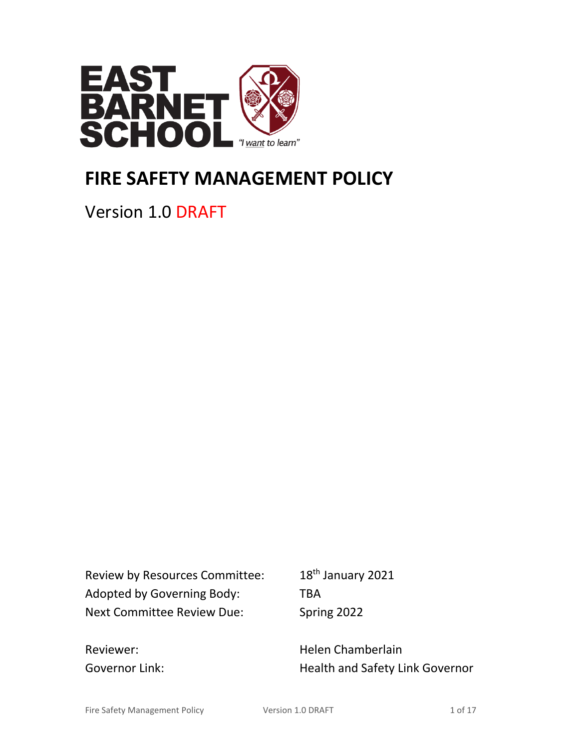EAST BARNET SCHOOL

*"I want to learn"*

# FIRE SAFETY MANAGEMENT POLICY

Version 1.0 DRAFT

| | |
|---|---|
| Review by Resources Committee: | 18th January 2021 |
| Adopted by Governing Body: | TBA |
| Next Committee Review Due: | Spring 2022 |

| | |
|---|---|
| Reviewer: | Helen Chamberlain |
| Governor Link: | Health and Safety Link Governor |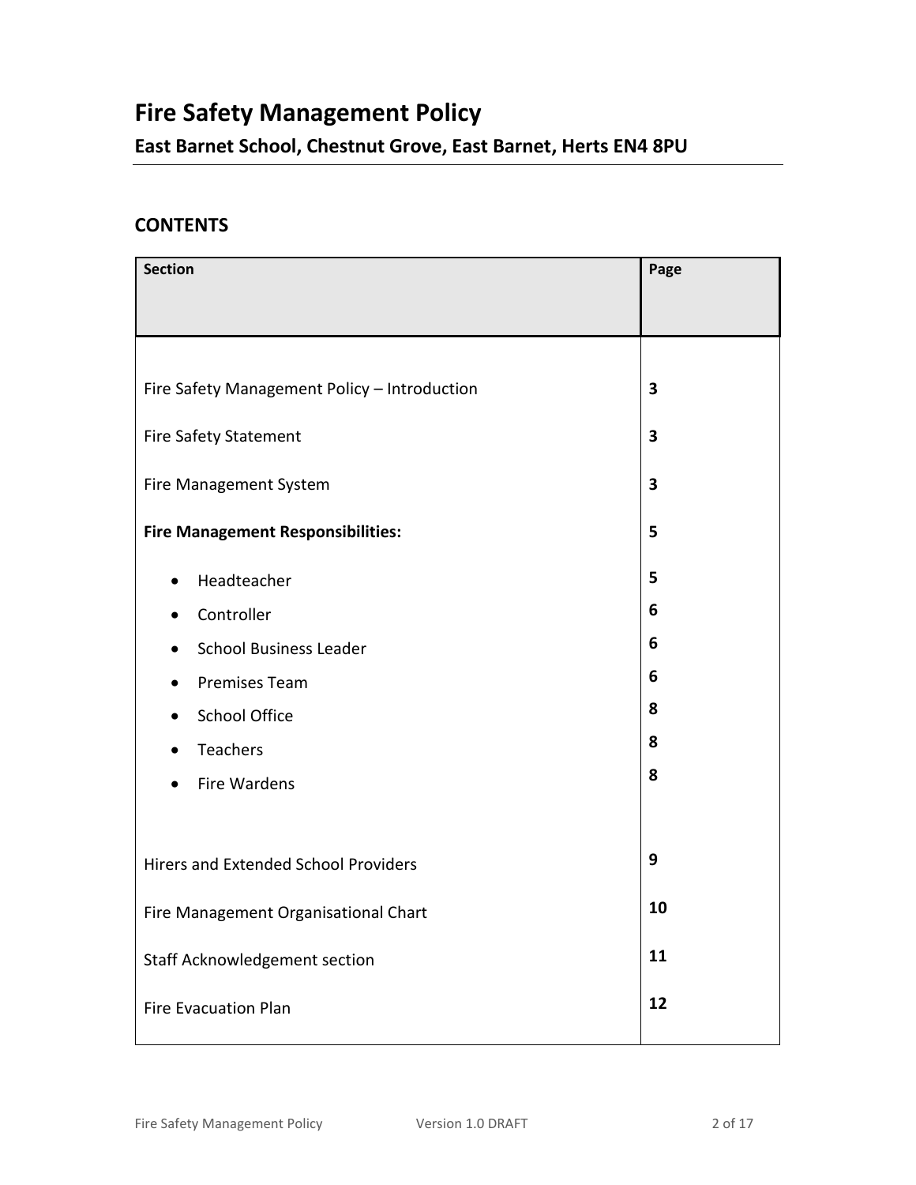# Fire Safety Management Policy

## East Barnet School, Chestnut Grove, East Barnet, Herts EN4 8PU

### CONTENTS

| Section | Page |
| --- | --- |
| Fire Safety Management Policy – Introduction | **3** |
| Fire Safety Statement | **3** |
| Fire Management System | **3** |
| **Fire Management Responsibilities:** | **5** |
| • Headteacher | **5** |
| • Controller | **6** |
| • School Business Leader | **6** |
| • Premises Team | **6** |
| • School Office | **8** |
| • Teachers | **8** |
| • Fire Wardens | **8** |
| Hirers and Extended School Providers | **9** |
| Fire Management Organisational Chart | **10** |
| Staff Acknowledgement section | **11** |
| Fire Evacuation Plan | **12** |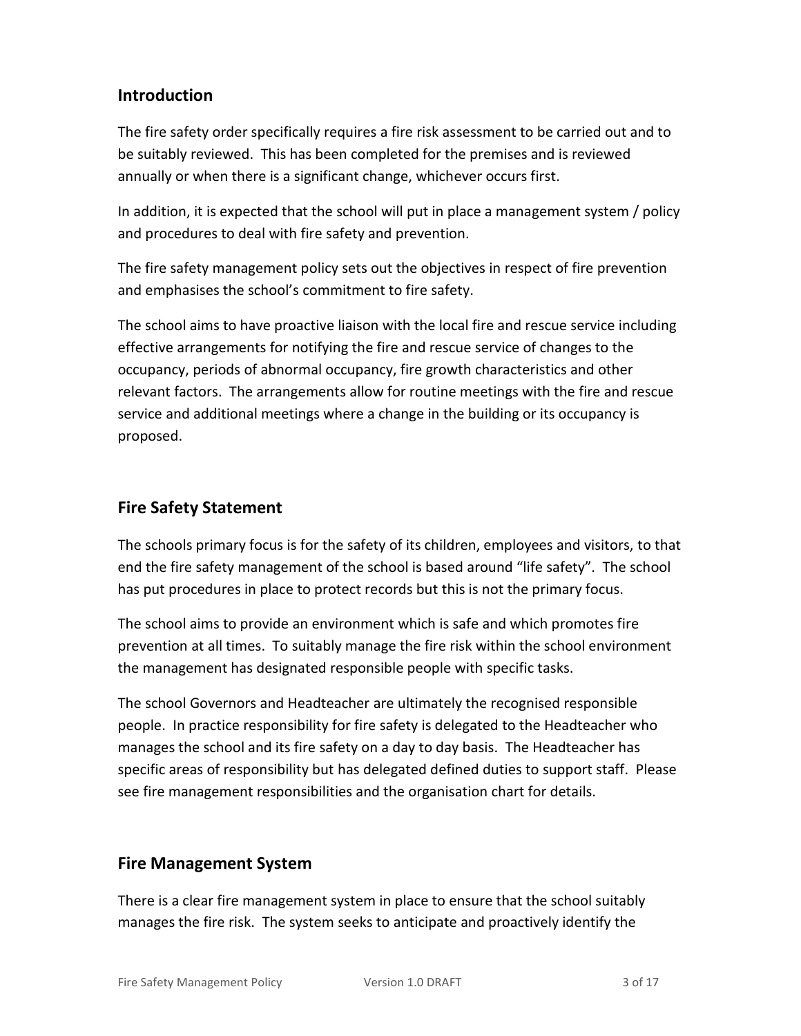## Introduction

The fire safety order specifically requires a fire risk assessment to be carried out and to be suitably reviewed. This has been completed for the premises and is reviewed annually or when there is a significant change, whichever occurs first.

In addition, it is expected that the school will put in place a management system / policy and procedures to deal with fire safety and prevention.

The fire safety management policy sets out the objectives in respect of fire prevention and emphasises the school's commitment to fire safety.

The school aims to have proactive liaison with the local fire and rescue service including effective arrangements for notifying the fire and rescue service of changes to the occupancy, periods of abnormal occupancy, fire growth characteristics and other relevant factors. The arrangements allow for routine meetings with the fire and rescue service and additional meetings where a change in the building or its occupancy is proposed.

## Fire Safety Statement

The schools primary focus is for the safety of its children, employees and visitors, to that end the fire safety management of the school is based around "life safety". The school has put procedures in place to protect records but this is not the primary focus.

The school aims to provide an environment which is safe and which promotes fire prevention at all times. To suitably manage the fire risk within the school environment the management has designated responsible people with specific tasks.

The school Governors and Headteacher are ultimately the recognised responsible people. In practice responsibility for fire safety is delegated to the Headteacher who manages the school and its fire safety on a day to day basis. The Headteacher has specific areas of responsibility but has delegated defined duties to support staff. Please see fire management responsibilities and the organisation chart for details.

## Fire Management System

There is a clear fire management system in place to ensure that the school suitably manages the fire risk. The system seeks to anticipate and proactively identify the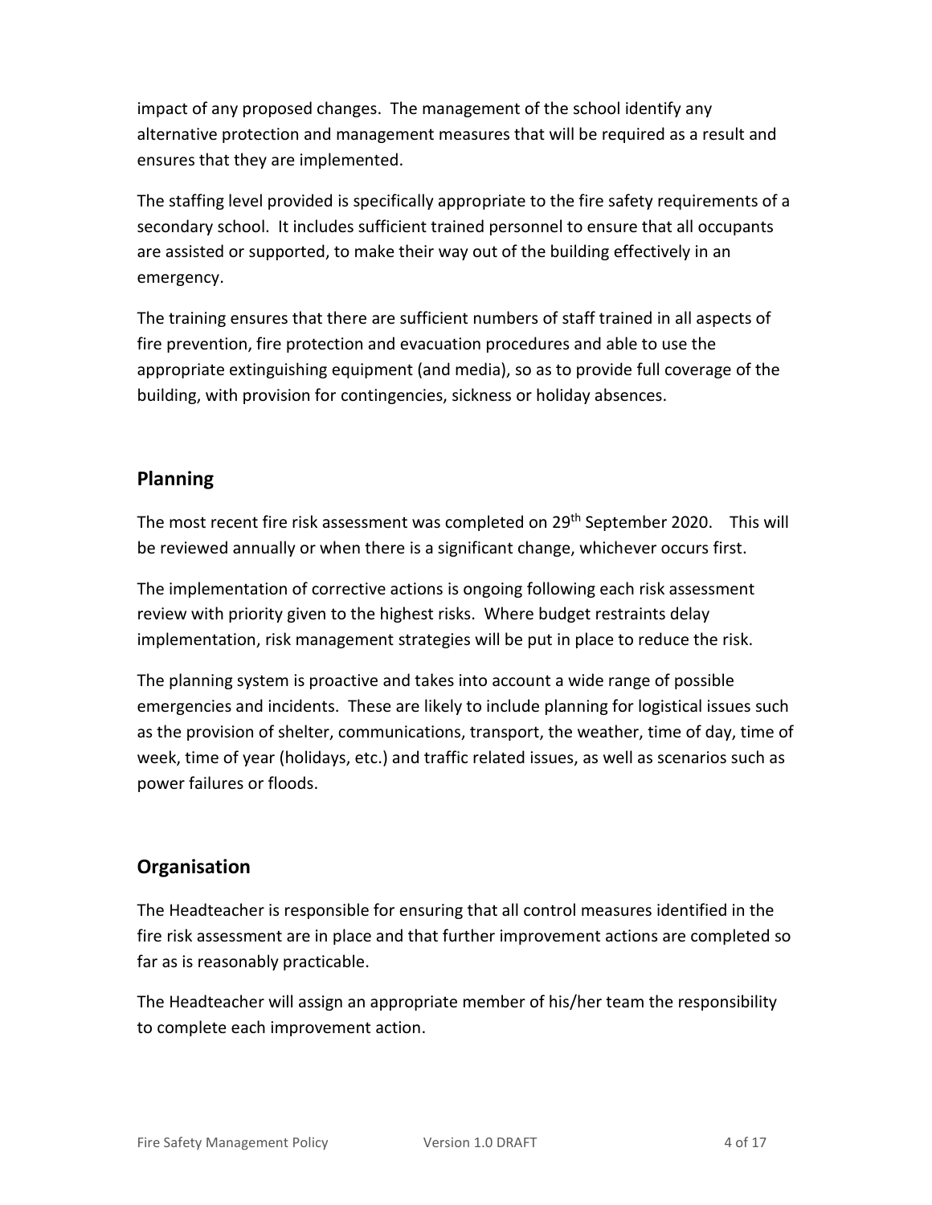impact of any proposed changes. The management of the school identify any alternative protection and management measures that will be required as a result and ensures that they are implemented.

The staffing level provided is specifically appropriate to the fire safety requirements of a secondary school. It includes sufficient trained personnel to ensure that all occupants are assisted or supported, to make their way out of the building effectively in an emergency.

The training ensures that there are sufficient numbers of staff trained in all aspects of fire prevention, fire protection and evacuation procedures and able to use the appropriate extinguishing equipment (and media), so as to provide full coverage of the building, with provision for contingencies, sickness or holiday absences.

## Planning

The most recent fire risk assessment was completed on 29th September 2020. This will be reviewed annually or when there is a significant change, whichever occurs first.

The implementation of corrective actions is ongoing following each risk assessment review with priority given to the highest risks. Where budget restraints delay implementation, risk management strategies will be put in place to reduce the risk.

The planning system is proactive and takes into account a wide range of possible emergencies and incidents. These are likely to include planning for logistical issues such as the provision of shelter, communications, transport, the weather, time of day, time of week, time of year (holidays, etc.) and traffic related issues, as well as scenarios such as power failures or floods.

## Organisation

The Headteacher is responsible for ensuring that all control measures identified in the fire risk assessment are in place and that further improvement actions are completed so far as is reasonably practicable.

The Headteacher will assign an appropriate member of his/her team the responsibility to complete each improvement action.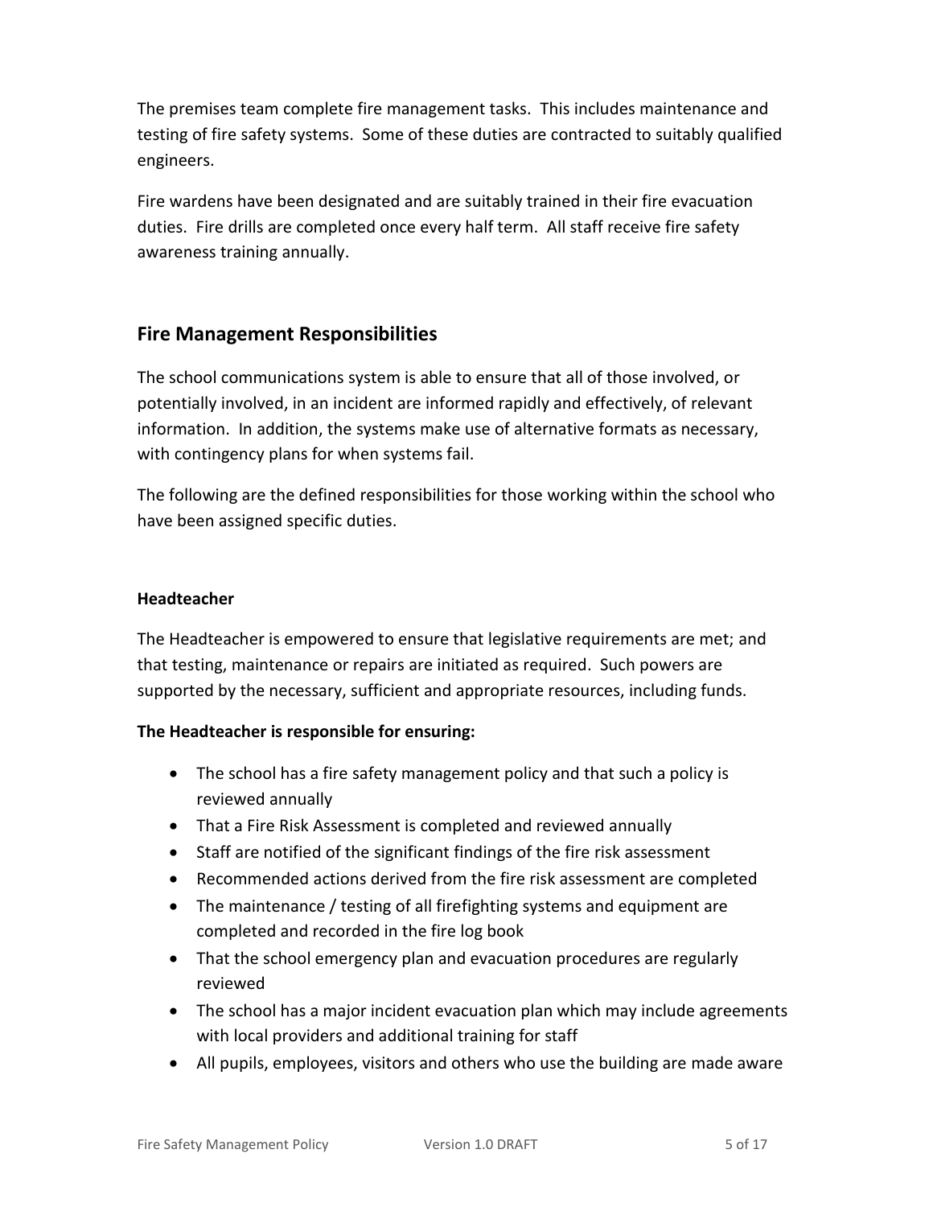The premises team complete fire management tasks. This includes maintenance and testing of fire safety systems. Some of these duties are contracted to suitably qualified engineers.

Fire wardens have been designated and are suitably trained in their fire evacuation duties. Fire drills are completed once every half term. All staff receive fire safety awareness training annually.

## Fire Management Responsibilities

The school communications system is able to ensure that all of those involved, or potentially involved, in an incident are informed rapidly and effectively, of relevant information. In addition, the systems make use of alternative formats as necessary, with contingency plans for when systems fail.

The following are the defined responsibilities for those working within the school who have been assigned specific duties.

### Headteacher

The Headteacher is empowered to ensure that legislative requirements are met; and that testing, maintenance or repairs are initiated as required. Such powers are supported by the necessary, sufficient and appropriate resources, including funds.

**The Headteacher is responsible for ensuring:**

- The school has a fire safety management policy and that such a policy is reviewed annually
- That a Fire Risk Assessment is completed and reviewed annually
- Staff are notified of the significant findings of the fire risk assessment
- Recommended actions derived from the fire risk assessment are completed
- The maintenance / testing of all firefighting systems and equipment are completed and recorded in the fire log book
- That the school emergency plan and evacuation procedures are regularly reviewed
- The school has a major incident evacuation plan which may include agreements with local providers and additional training for staff
- All pupils, employees, visitors and others who use the building are made aware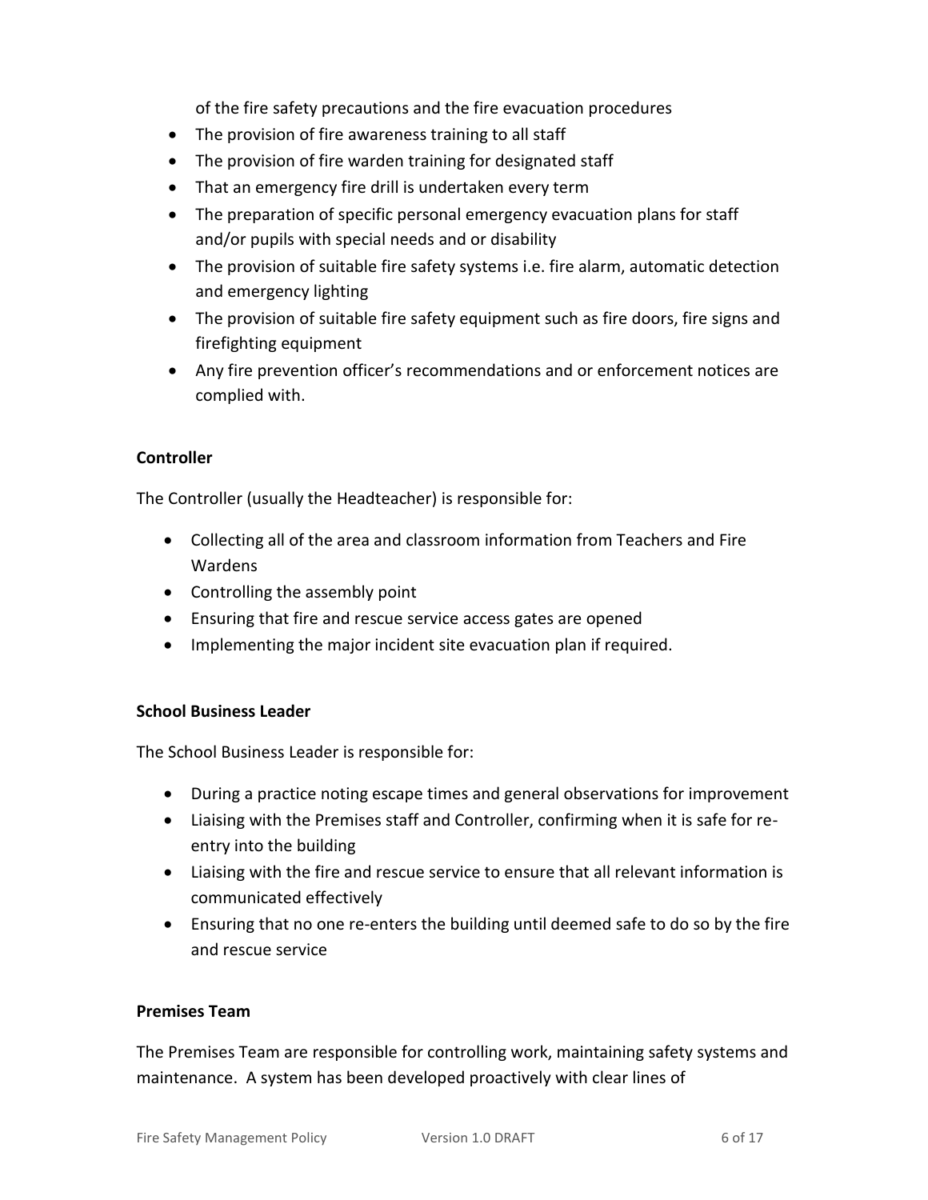of the fire safety precautions and the fire evacuation procedures

- The provision of fire awareness training to all staff
- The provision of fire warden training for designated staff
- That an emergency fire drill is undertaken every term
- The preparation of specific personal emergency evacuation plans for staff and/or pupils with special needs and or disability
- The provision of suitable fire safety systems i.e. fire alarm, automatic detection and emergency lighting
- The provision of suitable fire safety equipment such as fire doors, fire signs and firefighting equipment
- Any fire prevention officer's recommendations and or enforcement notices are complied with.

**Controller**

The Controller (usually the Headteacher) is responsible for:

- Collecting all of the area and classroom information from Teachers and Fire Wardens
- Controlling the assembly point
- Ensuring that fire and rescue service access gates are opened
- Implementing the major incident site evacuation plan if required.

**School Business Leader**

The School Business Leader is responsible for:

- During a practice noting escape times and general observations for improvement
- Liaising with the Premises staff and Controller, confirming when it is safe for re-entry into the building
- Liaising with the fire and rescue service to ensure that all relevant information is communicated effectively
- Ensuring that no one re-enters the building until deemed safe to do so by the fire and rescue service

**Premises Team**

The Premises Team are responsible for controlling work, maintaining safety systems and maintenance. A system has been developed proactively with clear lines of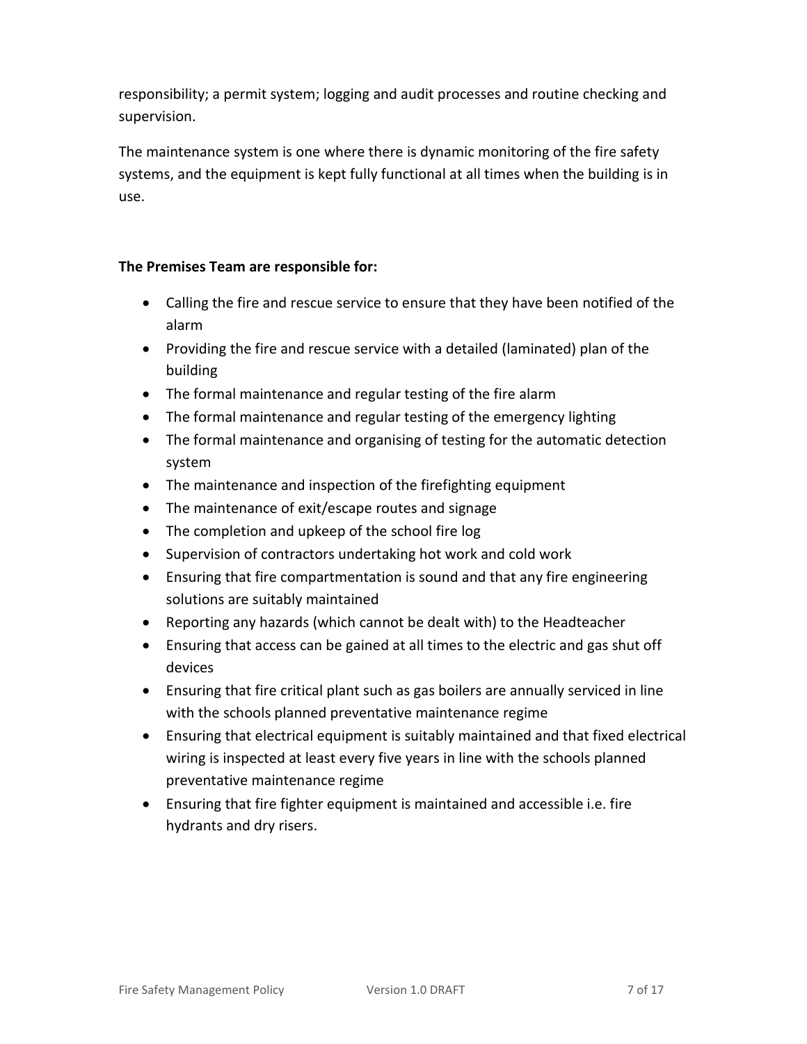responsibility; a permit system; logging and audit processes and routine checking and supervision.

The maintenance system is one where there is dynamic monitoring of the fire safety systems, and the equipment is kept fully functional at all times when the building is in use.

**The Premises Team are responsible for:**

- Calling the fire and rescue service to ensure that they have been notified of the alarm
- Providing the fire and rescue service with a detailed (laminated) plan of the building
- The formal maintenance and regular testing of the fire alarm
- The formal maintenance and regular testing of the emergency lighting
- The formal maintenance and organising of testing for the automatic detection system
- The maintenance and inspection of the firefighting equipment
- The maintenance of exit/escape routes and signage
- The completion and upkeep of the school fire log
- Supervision of contractors undertaking hot work and cold work
- Ensuring that fire compartmentation is sound and that any fire engineering solutions are suitably maintained
- Reporting any hazards (which cannot be dealt with) to the Headteacher
- Ensuring that access can be gained at all times to the electric and gas shut off devices
- Ensuring that fire critical plant such as gas boilers are annually serviced in line with the schools planned preventative maintenance regime
- Ensuring that electrical equipment is suitably maintained and that fixed electrical wiring is inspected at least every five years in line with the schools planned preventative maintenance regime
- Ensuring that fire fighter equipment is maintained and accessible i.e. fire hydrants and dry risers.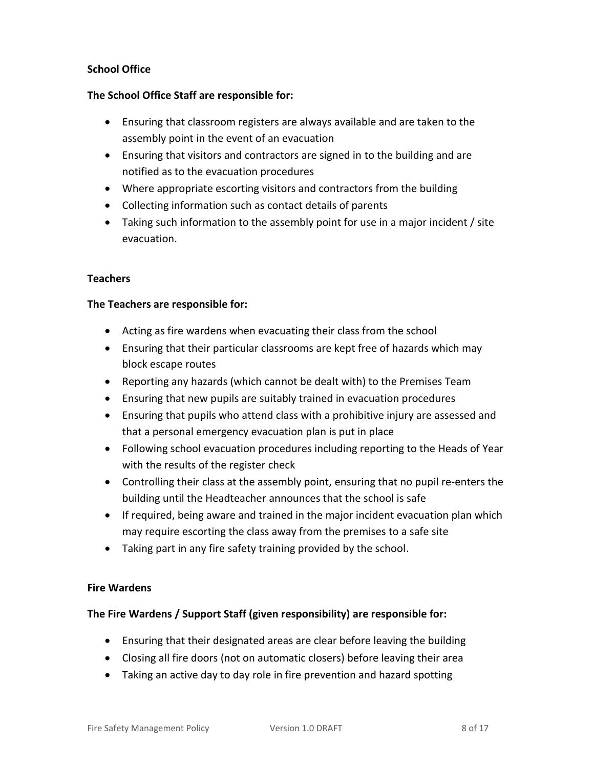**School Office**

**The School Office Staff are responsible for:**

- Ensuring that classroom registers are always available and are taken to the assembly point in the event of an evacuation
- Ensuring that visitors and contractors are signed in to the building and are notified as to the evacuation procedures
- Where appropriate escorting visitors and contractors from the building
- Collecting information such as contact details of parents
- Taking such information to the assembly point for use in a major incident / site evacuation.

**Teachers**

**The Teachers are responsible for:**

- Acting as fire wardens when evacuating their class from the school
- Ensuring that their particular classrooms are kept free of hazards which may block escape routes
- Reporting any hazards (which cannot be dealt with) to the Premises Team
- Ensuring that new pupils are suitably trained in evacuation procedures
- Ensuring that pupils who attend class with a prohibitive injury are assessed and that a personal emergency evacuation plan is put in place
- Following school evacuation procedures including reporting to the Heads of Year with the results of the register check
- Controlling their class at the assembly point, ensuring that no pupil re-enters the building until the Headteacher announces that the school is safe
- If required, being aware and trained in the major incident evacuation plan which may require escorting the class away from the premises to a safe site
- Taking part in any fire safety training provided by the school.

**Fire Wardens**

**The Fire Wardens / Support Staff (given responsibility) are responsible for:**

- Ensuring that their designated areas are clear before leaving the building
- Closing all fire doors (not on automatic closers) before leaving their area
- Taking an active day to day role in fire prevention and hazard spotting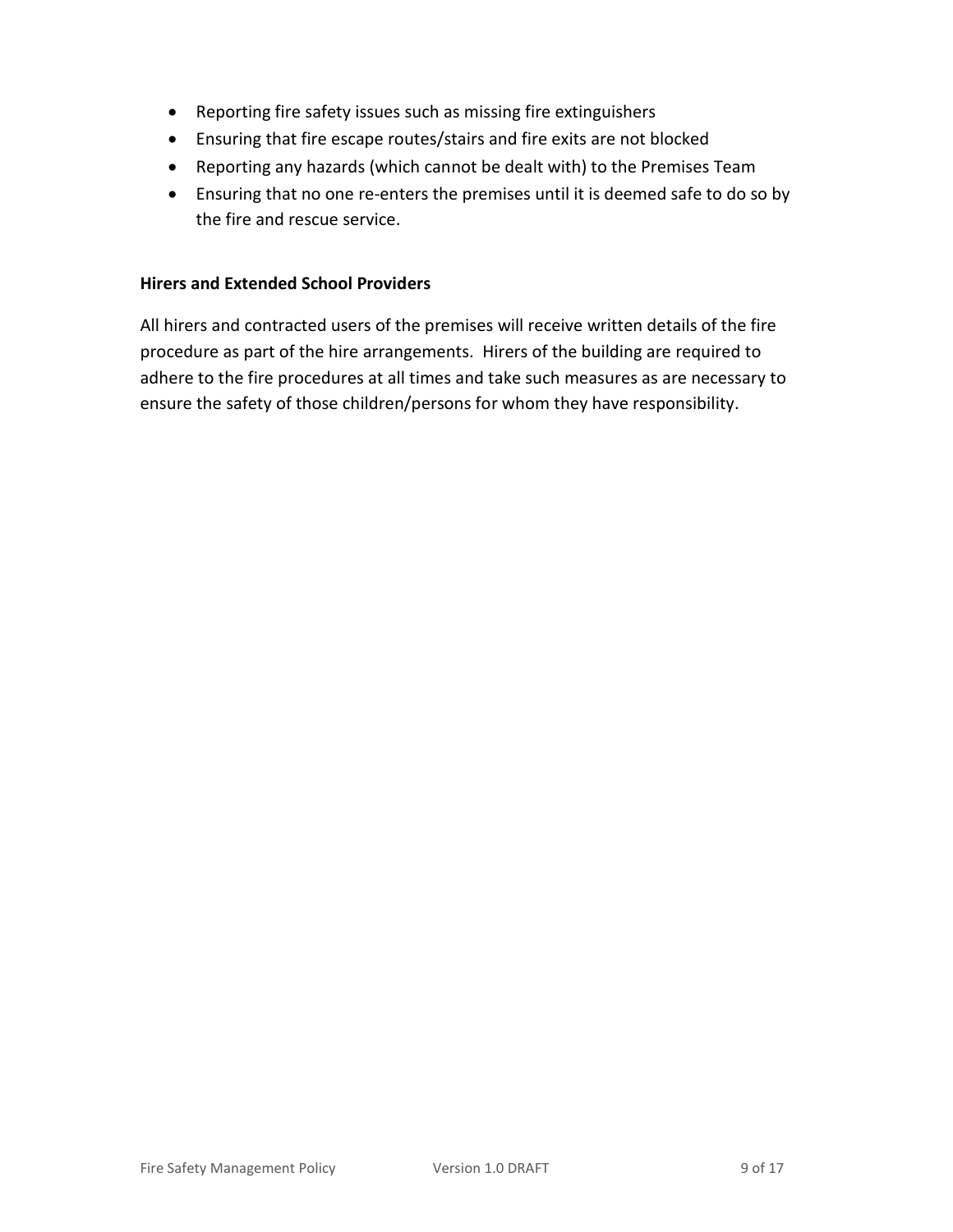- Reporting fire safety issues such as missing fire extinguishers
- Ensuring that fire escape routes/stairs and fire exits are not blocked
- Reporting any hazards (which cannot be dealt with) to the Premises Team
- Ensuring that no one re-enters the premises until it is deemed safe to do so by the fire and rescue service.

**Hirers and Extended School Providers**

All hirers and contracted users of the premises will receive written details of the fire procedure as part of the hire arrangements. Hirers of the building are required to adhere to the fire procedures at all times and take such measures as are necessary to ensure the safety of those children/persons for whom they have responsibility.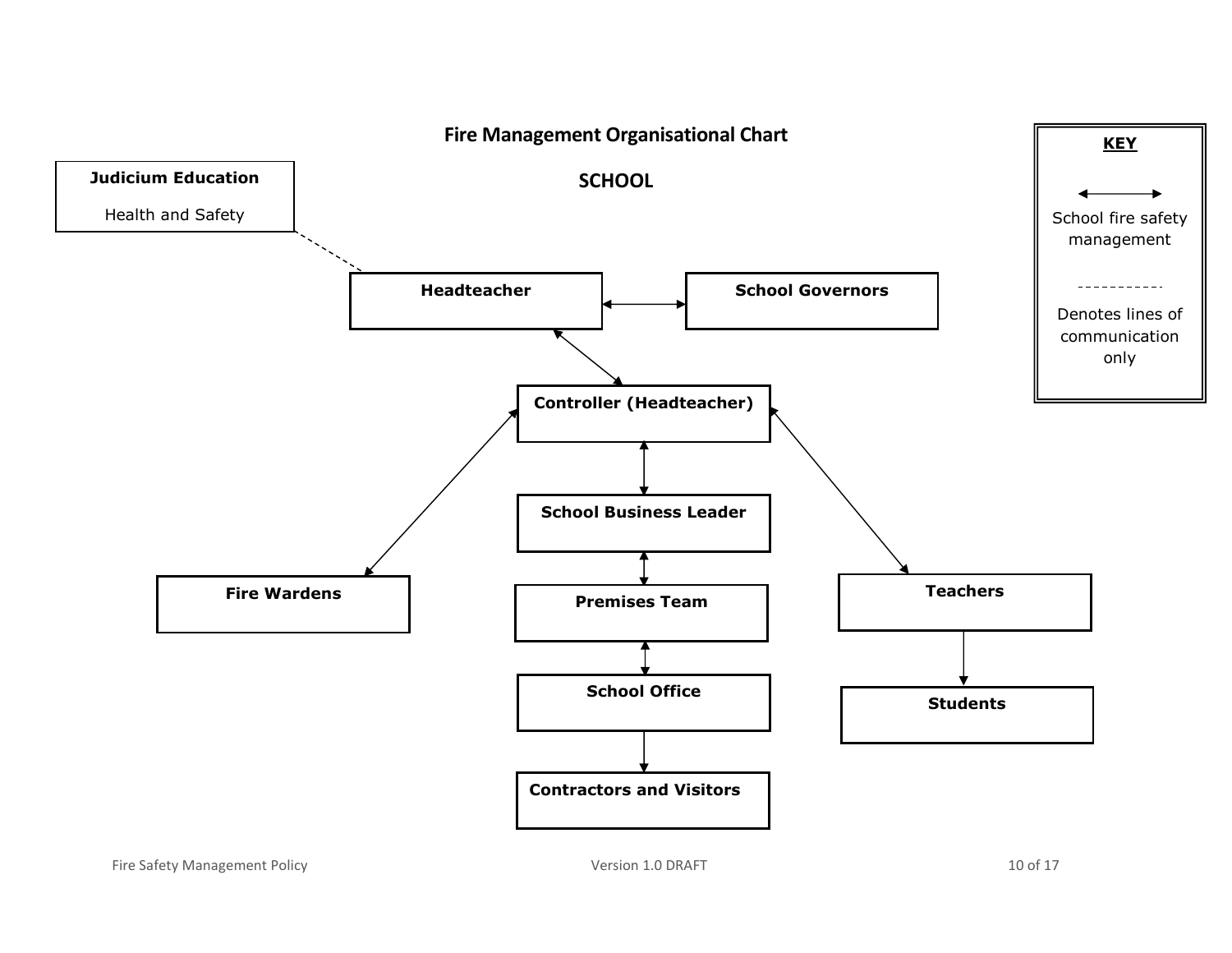## Fire Management Organisational Chart

### SCHOOL

**Judicium Education**

Health and Safety

**Headteacher**

**School Governors**

**Controller (Headteacher)**

**School Business Leader**

**Fire Wardens**

**Premises Team**

**Teachers**

**School Office**

**Students**

**Contractors and Visitors**

**KEY**

↔ School fire safety management

- - - - - - Denotes lines of communication only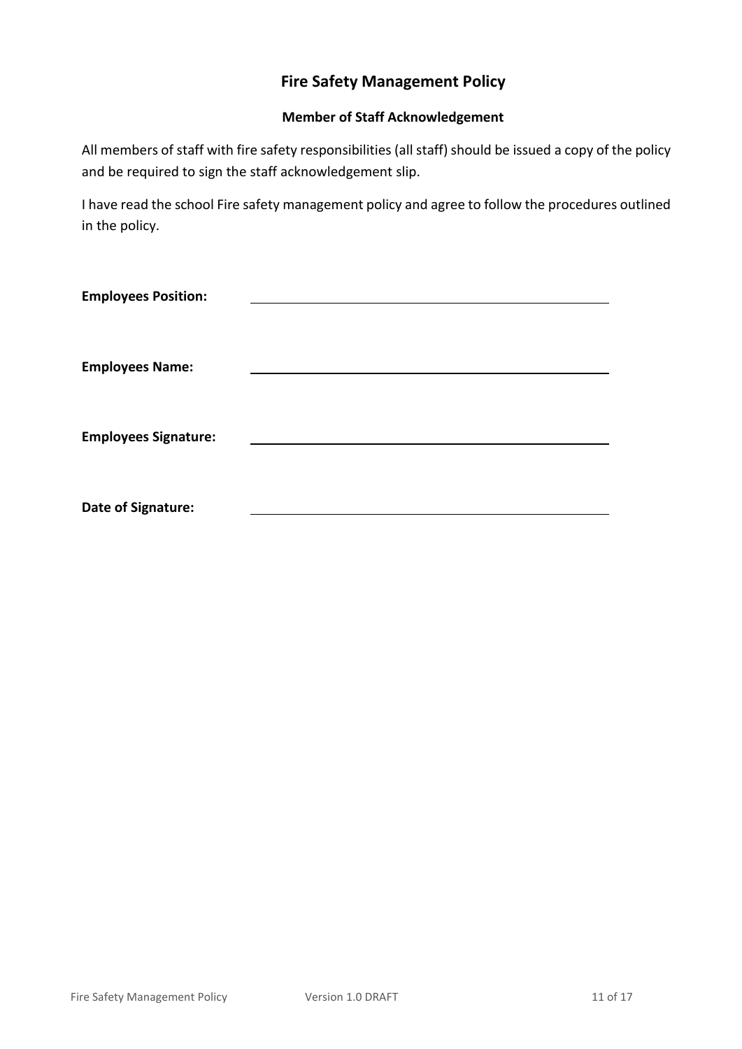# Fire Safety Management Policy

## Member of Staff Acknowledgement

All members of staff with fire safety responsibilities (all staff) should be issued a copy of the policy and be required to sign the staff acknowledgement slip.

I have read the school Fire safety management policy and agree to follow the procedures outlined in the policy.

**Employees Position:** \_\_\_\_\_\_\_\_\_\_\_\_\_\_\_\_\_\_\_\_\_\_\_\_\_\_\_\_\_\_\_\_\_\_\_\_\_\_\_\_

**Employees Name:** \_\_\_\_\_\_\_\_\_\_\_\_\_\_\_\_\_\_\_\_\_\_\_\_\_\_\_\_\_\_\_\_\_\_\_\_\_\_\_\_

**Employees Signature:** \_\_\_\_\_\_\_\_\_\_\_\_\_\_\_\_\_\_\_\_\_\_\_\_\_\_\_\_\_\_\_\_\_\_\_\_\_\_\_\_

**Date of Signature:** \_\_\_\_\_\_\_\_\_\_\_\_\_\_\_\_\_\_\_\_\_\_\_\_\_\_\_\_\_\_\_\_\_\_\_\_\_\_\_\_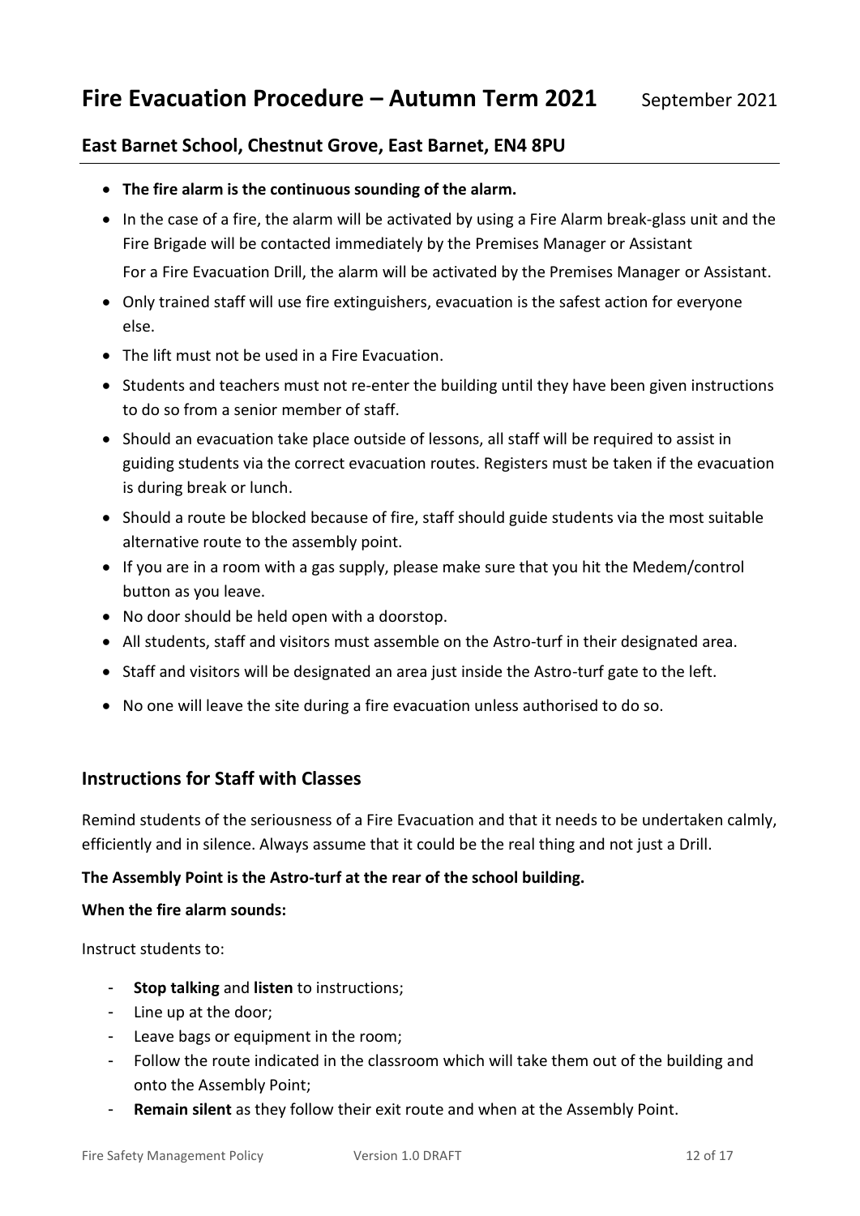# Fire Evacuation Procedure – Autumn Term 2021

September 2021

## East Barnet School, Chestnut Grove, East Barnet, EN4 8PU

- **The fire alarm is the continuous sounding of the alarm.**
- In the case of a fire, the alarm will be activated by using a Fire Alarm break-glass unit and the Fire Brigade will be contacted immediately by the Premises Manager or Assistant

  For a Fire Evacuation Drill, the alarm will be activated by the Premises Manager or Assistant.
- Only trained staff will use fire extinguishers, evacuation is the safest action for everyone else.
- The lift must not be used in a Fire Evacuation.
- Students and teachers must not re-enter the building until they have been given instructions to do so from a senior member of staff.
- Should an evacuation take place outside of lessons, all staff will be required to assist in guiding students via the correct evacuation routes. Registers must be taken if the evacuation is during break or lunch.
- Should a route be blocked because of fire, staff should guide students via the most suitable alternative route to the assembly point.
- If you are in a room with a gas supply, please make sure that you hit the Medem/control button as you leave.
- No door should be held open with a doorstop.
- All students, staff and visitors must assemble on the Astro-turf in their designated area.
- Staff and visitors will be designated an area just inside the Astro-turf gate to the left.
- No one will leave the site during a fire evacuation unless authorised to do so.

## Instructions for Staff with Classes

Remind students of the seriousness of a Fire Evacuation and that it needs to be undertaken calmly, efficiently and in silence. Always assume that it could be the real thing and not just a Drill.

**The Assembly Point is the Astro-turf at the rear of the school building.**

**When the fire alarm sounds:**

Instruct students to:

- **Stop talking** and **listen** to instructions;
- Line up at the door;
- Leave bags or equipment in the room;
- Follow the route indicated in the classroom which will take them out of the building and onto the Assembly Point;
- **Remain silent** as they follow their exit route and when at the Assembly Point.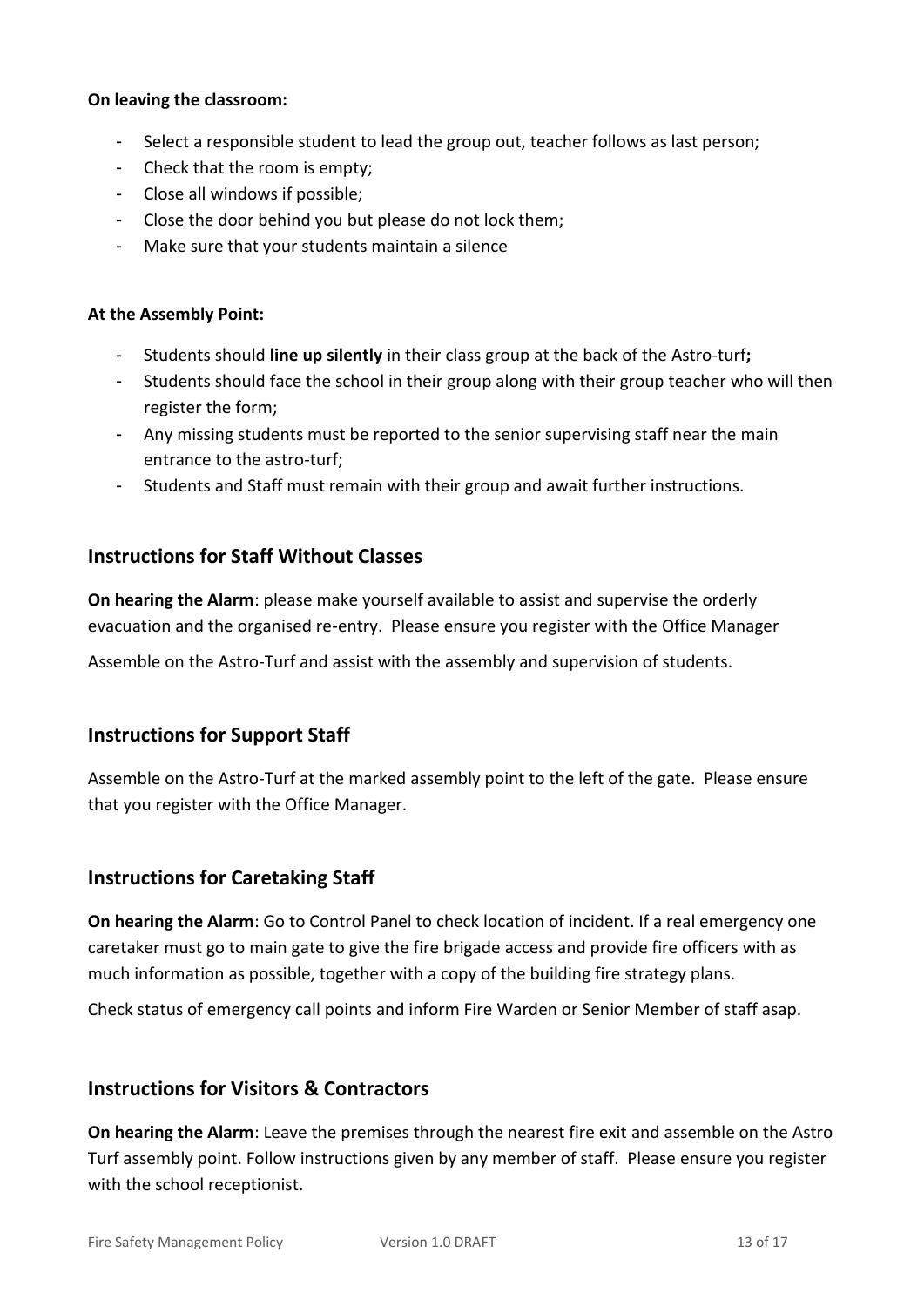**On leaving the classroom:**

- Select a responsible student to lead the group out, teacher follows as last person;
- Check that the room is empty;
- Close all windows if possible;
- Close the door behind you but please do not lock them;
- Make sure that your students maintain a silence

**At the Assembly Point:**

- Students should **line up silently** in their class group at the back of the Astro-turf**;**
- Students should face the school in their group along with their group teacher who will then register the form;
- Any missing students must be reported to the senior supervising staff near the main entrance to the astro-turf;
- Students and Staff must remain with their group and await further instructions.

## Instructions for Staff Without Classes

**On hearing the Alarm**: please make yourself available to assist and supervise the orderly evacuation and the organised re-entry. Please ensure you register with the Office Manager

Assemble on the Astro-Turf and assist with the assembly and supervision of students.

## Instructions for Support Staff

Assemble on the Astro-Turf at the marked assembly point to the left of the gate. Please ensure that you register with the Office Manager.

## Instructions for Caretaking Staff

**On hearing the Alarm**: Go to Control Panel to check location of incident. If a real emergency one caretaker must go to main gate to give the fire brigade access and provide fire officers with as much information as possible, together with a copy of the building fire strategy plans.

Check status of emergency call points and inform Fire Warden or Senior Member of staff asap.

## Instructions for Visitors & Contractors

**On hearing the Alarm**: Leave the premises through the nearest fire exit and assemble on the Astro Turf assembly point. Follow instructions given by any member of staff. Please ensure you register with the school receptionist.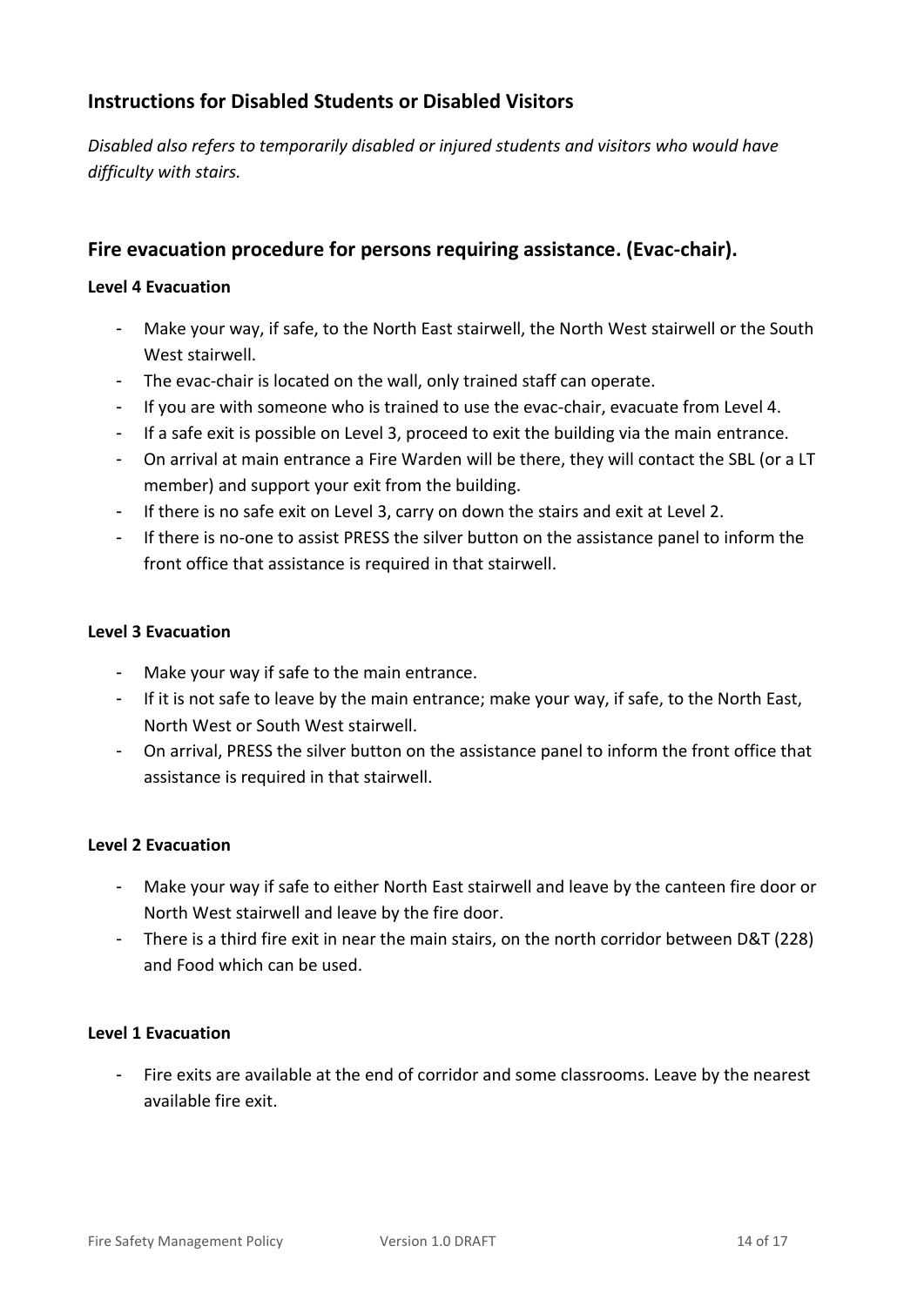## Instructions for Disabled Students or Disabled Visitors

*Disabled also refers to temporarily disabled or injured students and visitors who would have difficulty with stairs.*

## Fire evacuation procedure for persons requiring assistance. (Evac-chair).

**Level 4 Evacuation**

- Make your way, if safe, to the North East stairwell, the North West stairwell or the South West stairwell.
- The evac-chair is located on the wall, only trained staff can operate.
- If you are with someone who is trained to use the evac-chair, evacuate from Level 4.
- If a safe exit is possible on Level 3, proceed to exit the building via the main entrance.
- On arrival at main entrance a Fire Warden will be there, they will contact the SBL (or a LT member) and support your exit from the building.
- If there is no safe exit on Level 3, carry on down the stairs and exit at Level 2.
- If there is no-one to assist PRESS the silver button on the assistance panel to inform the front office that assistance is required in that stairwell.

**Level 3 Evacuation**

- Make your way if safe to the main entrance.
- If it is not safe to leave by the main entrance; make your way, if safe, to the North East, North West or South West stairwell.
- On arrival, PRESS the silver button on the assistance panel to inform the front office that assistance is required in that stairwell.

**Level 2 Evacuation**

- Make your way if safe to either North East stairwell and leave by the canteen fire door or North West stairwell and leave by the fire door.
- There is a third fire exit in near the main stairs, on the north corridor between D&T (228) and Food which can be used.

**Level 1 Evacuation**

- Fire exits are available at the end of corridor and some classrooms. Leave by the nearest available fire exit.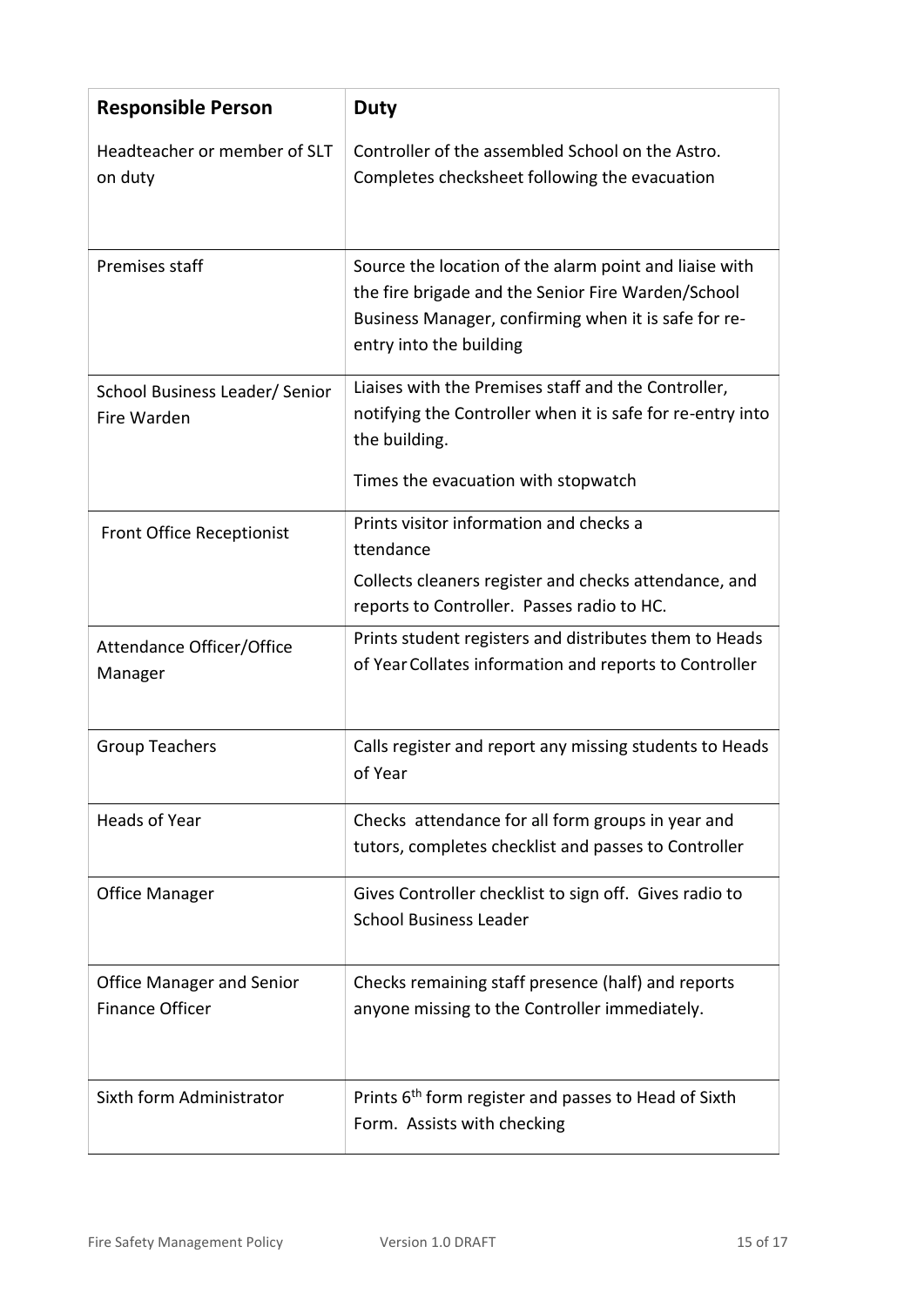| Responsible Person | Duty |
|---|---|
| Headteacher or member of SLT on duty | Controller of the assembled School on the Astro. Completes checksheet following the evacuation |
| Premises staff | Source the location of the alarm point and liaise with the fire brigade and the Senior Fire Warden/School Business Manager, confirming when it is safe for re-entry into the building |
| School Business Leader/ Senior Fire Warden | Liaises with the Premises staff and the Controller, notifying the Controller when it is safe for re-entry into the building.<br><br>Times the evacuation with stopwatch |
| Front Office Receptionist | Prints visitor information and checks a ttendance<br><br>Collects cleaners register and checks attendance, and reports to Controller. Passes radio to HC. |
| Attendance Officer/Office Manager | Prints student registers and distributes them to Heads of Year Collates information and reports to Controller |
| Group Teachers | Calls register and report any missing students to Heads of Year |
| Heads of Year | Checks attendance for all form groups in year and tutors, completes checklist and passes to Controller |
| Office Manager | Gives Controller checklist to sign off. Gives radio to School Business Leader |
| Office Manager and Senior Finance Officer | Checks remaining staff presence (half) and reports anyone missing to the Controller immediately. |
| Sixth form Administrator | Prints 6th form register and passes to Head of Sixth Form. Assists with checking |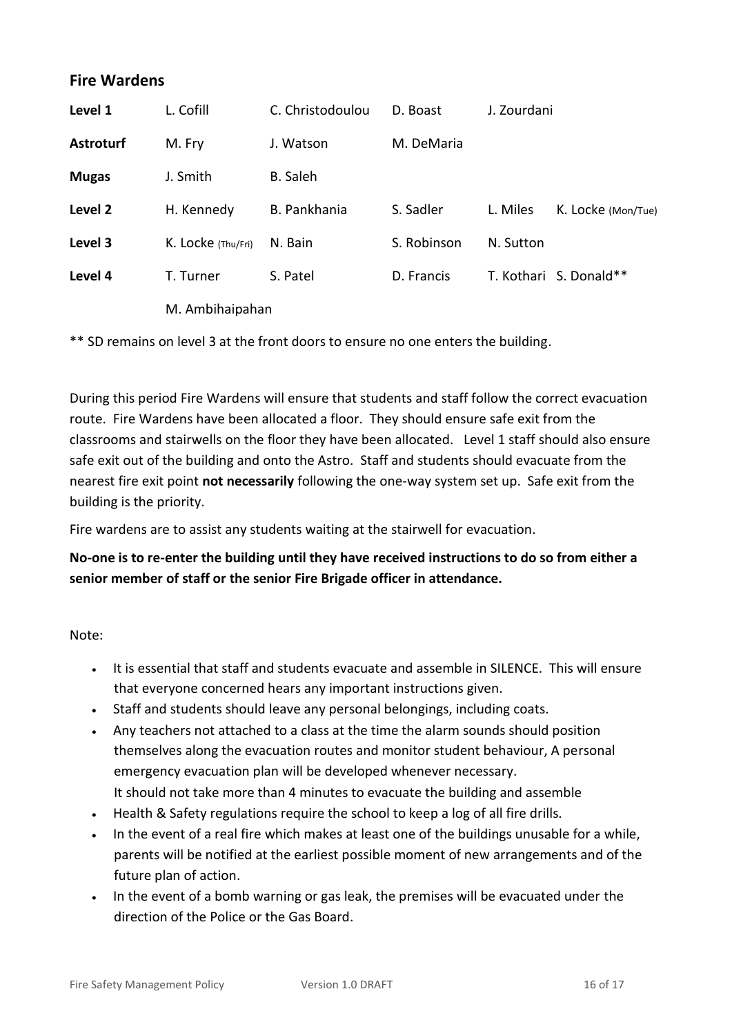## Fire Wardens

| | | | | | |
|---|---|---|---|---|---|
| **Level 1** | L. Cofill | C. Christodoulou | D. Boast | J. Zourdani | |
| **Astroturf** | M. Fry | J. Watson | M. DeMaria | | |
| **Mugas** | J. Smith | B. Saleh | | | |
| **Level 2** | H. Kennedy | B. Pankhania | S. Sadler | L. Miles | K. Locke (Mon/Tue) |
| **Level 3** | K. Locke (Thu/Fri) | N. Bain | S. Robinson | N. Sutton | |
| **Level 4** | T. Turner | S. Patel | D. Francis | T. Kothari | S. Donald** |
| | M. Ambihaipahan | | | | |

** SD remains on level 3 at the front doors to ensure no one enters the building.

During this period Fire Wardens will ensure that students and staff follow the correct evacuation route. Fire Wardens have been allocated a floor. They should ensure safe exit from the classrooms and stairwells on the floor they have been allocated. Level 1 staff should also ensure safe exit out of the building and onto the Astro. Staff and students should evacuate from the nearest fire exit point **not necessarily** following the one-way system set up. Safe exit from the building is the priority.

Fire wardens are to assist any students waiting at the stairwell for evacuation.

**No-one is to re-enter the building until they have received instructions to do so from either a senior member of staff or the senior Fire Brigade officer in attendance.**

Note:

- It is essential that staff and students evacuate and assemble in SILENCE. This will ensure that everyone concerned hears any important instructions given.
- Staff and students should leave any personal belongings, including coats.
- Any teachers not attached to a class at the time the alarm sounds should position themselves along the evacuation routes and monitor student behaviour, A personal emergency evacuation plan will be developed whenever necessary.
  It should not take more than 4 minutes to evacuate the building and assemble
- Health & Safety regulations require the school to keep a log of all fire drills.
- In the event of a real fire which makes at least one of the buildings unusable for a while, parents will be notified at the earliest possible moment of new arrangements and of the future plan of action.
- In the event of a bomb warning or gas leak, the premises will be evacuated under the direction of the Police or the Gas Board.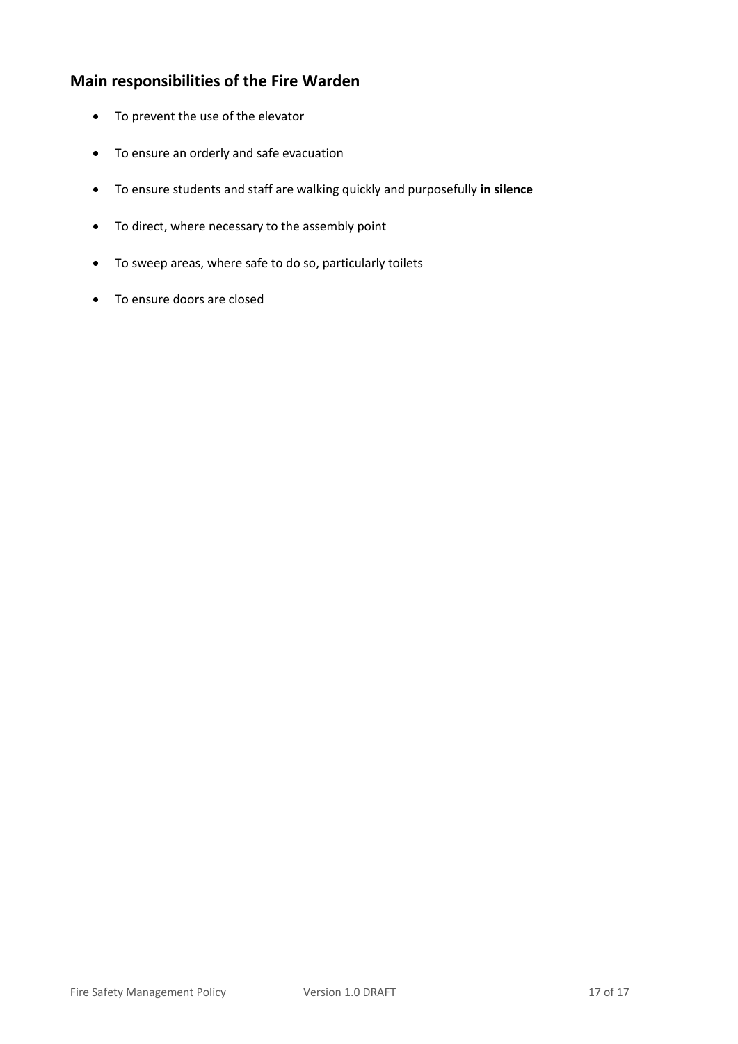## Main responsibilities of the Fire Warden

- To prevent the use of the elevator
- To ensure an orderly and safe evacuation
- To ensure students and staff are walking quickly and purposefully **in silence**
- To direct, where necessary to the assembly point
- To sweep areas, where safe to do so, particularly toilets
- To ensure doors are closed